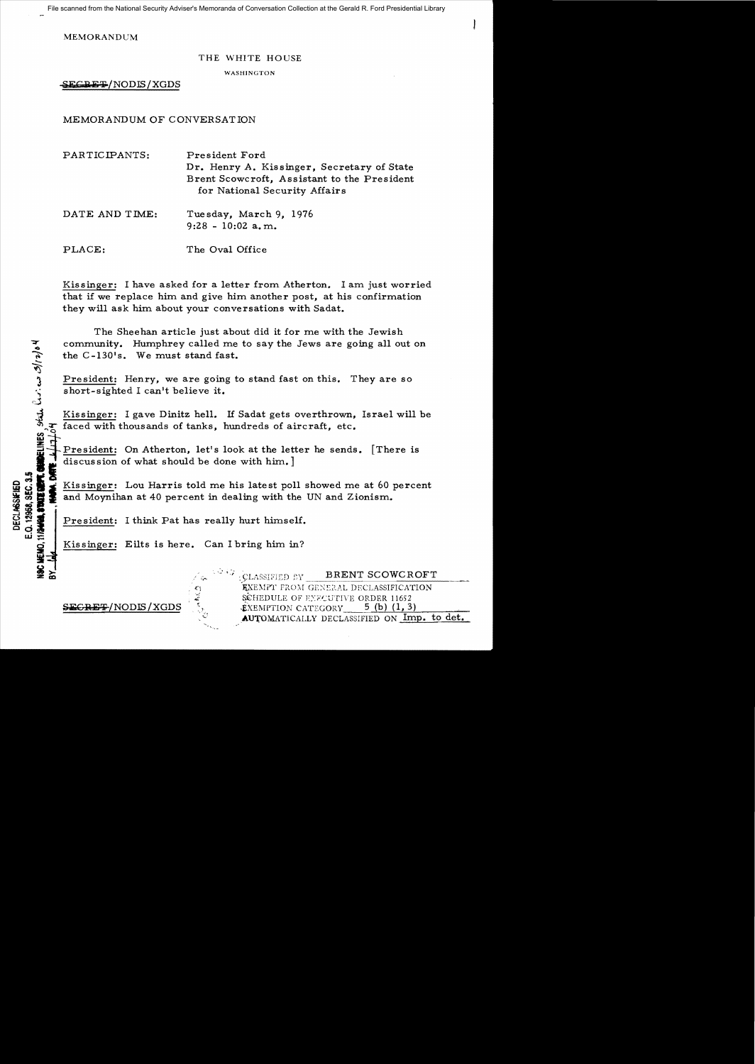File scanned from the National Security Adviser's Memoranda of Conversation Collection at the Gerald R. Ford Presidential Library

MEMORANDUM

THE WHITE HOUSE

WASHINGTON

~~SECRET~~/NODIS/XGDS

MEMORANDUM OF CONVERSATION

PARTICIPANTS: President Ford
Dr. Henry A. Kissinger, Secretary of State
Brent Scowcroft, Assistant to the President for National Security Affairs

DATE AND TIME: Tuesday, March 9, 1976
9:28 - 10:02 a.m.

PLACE: The Oval Office

DECLASSIFIED
E.O. 12958, SEC. 3.5
NSC MEMO, 11/24/98, STATE DEPT. GUIDELINES State Review 3/12/04
BY [illegible], NARA, DATE 4/17/04

Kissinger: I have asked for a letter from Atherton. I am just worried that if we replace him and give him another post, at his confirmation they will ask him about your conversations with Sadat.

The Sheehan article just about did it for me with the Jewish community. Humphrey called me to say the Jews are going all out on the C-130's. We must stand fast.

President: Henry, we are going to stand fast on this. They are so short-sighted I can't believe it.

Kissinger: I gave Dinitz hell. If Sadat gets overthrown, Israel will be faced with thousands of tanks, hundreds of aircraft, etc.

President: On Atherton, let's look at the letter he sends. [There is discussion of what should be done with him.]

Kissinger: Lou Harris told me his latest poll showed me at 60 percent and Moynihan at 40 percent in dealing with the UN and Zionism.

President: I think Pat has really hurt himself.

Kissinger: Eilts is here. Can I bring him in?

~~SECRET~~/NODIS/XGDS

CLASSIFIED BY BRENT SCOWCROFT
EXEMPT FROM GENERAL DECLASSIFICATION SCHEDULE OF EXECUTIVE ORDER 11652
EXEMPTION CATEGORY 5 (b) (1, 3)
AUTOMATICALLY DECLASSIFIED ON Imp. to det.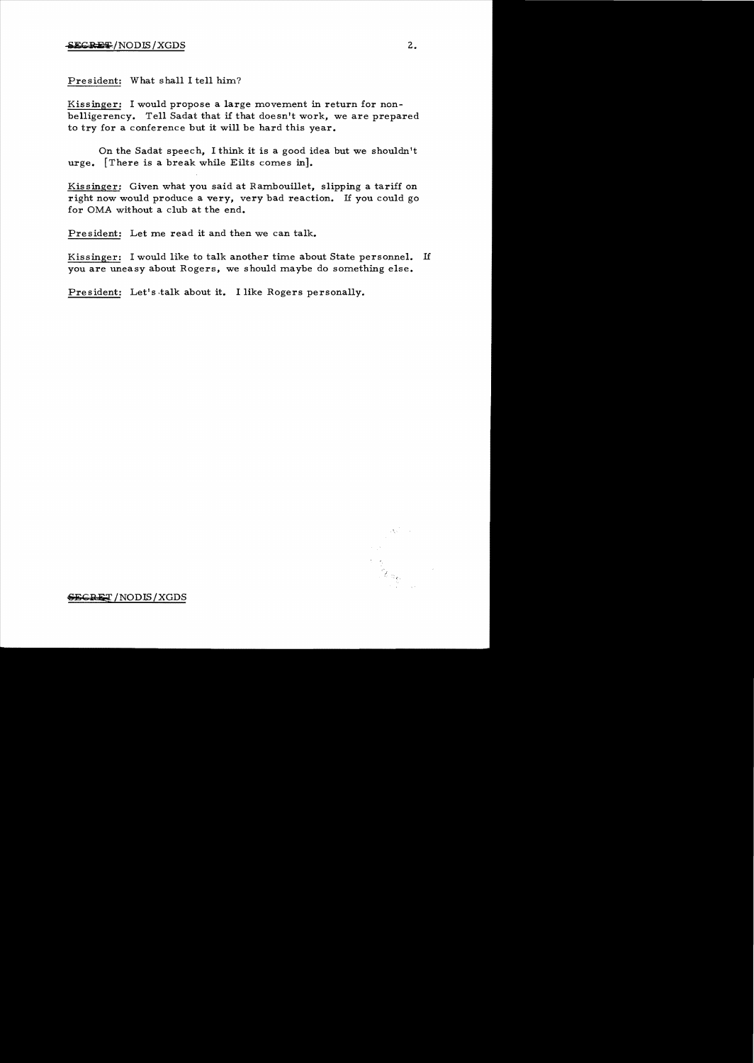President: What shall I tell him?

Kissinger: I would propose a large movement in return for non-belligerency. Tell Sadat that if that doesn't work, we are prepared to try for a conference but it will be hard this year.

On the Sadat speech, I think it is a good idea but we shouldn't urge. [There is a break while Eilts comes in].

Kissinger: Given what you said at Rambouillet, slipping a tariff on right now would produce a very, very bad reaction. If you could go for OMA without a club at the end.

President: Let me read it and then we can talk.

Kissinger: I would like to talk another time about State personnel. If you are uneasy about Rogers, we should maybe do something else.

President: Let's talk about it. I like Rogers personally.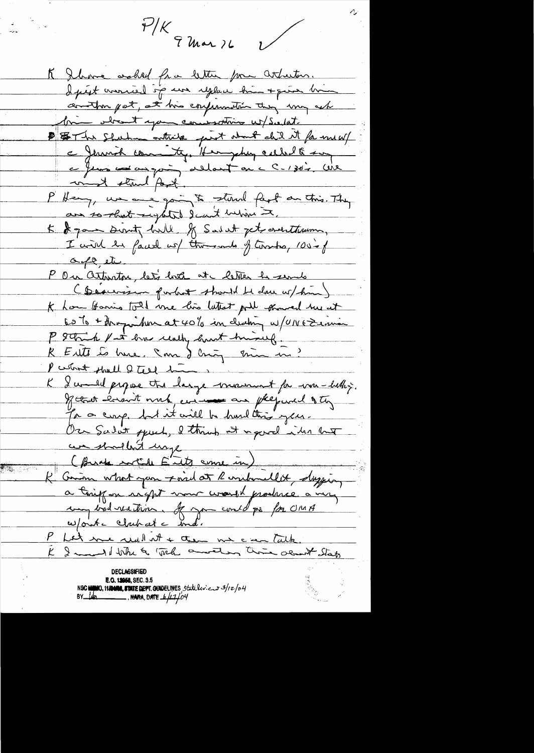P/K
9 Mar 76

K I have asked for a letter from Arturo. I just wanted to explain him + give him another pat, at his confirmation they may ask him about your conversation w/ Sadat.

The Shalom article just about did it for me w/ the Jewish community. Humphrey called to say the Jews are going all out on the C-130's. We must stand fast.

P Henry, we are going to stand fast on this. They are so short-sighted I can't believe it.

K If you didn't hold, if Sadat gets overthrown, I will be faced w/ thousands of tanks, 100's of a/c, etc.

P On Arturo, let's hold the letter he sends (Discussion of what should be done w/ him)

K Lou Harris told me his latest poll showed me at 60% + disapproval at 40% in dealing w/ USSR + China

P I think Lou has really hurt himself.

K Eilts is here. Can I bring him in?

P What shall I tell him?

K I would propose the large memorandum for non-lethal. If that doesn't work, we are prepared to try for a coup. but it will be hard this year. On Sadat speech, I think it a good idea but we shouldn't urge.

(Brief with Eilts come in)

K Given what you said at Rumsfeld, dropping a Griffon might now would produce a very very bad reaction. If you could go for OMA w/out a clubat and.

P Let me read it + then we can talk.

K I would like to talk another time about State

DECLASSIFIED
E.O. 12958, SEC. 3.5
NSC MEMO, 11/24/98, STATE DEPT. GUIDELINES State Review 3/12/04
BY lah, NARA, DATE 6/17/04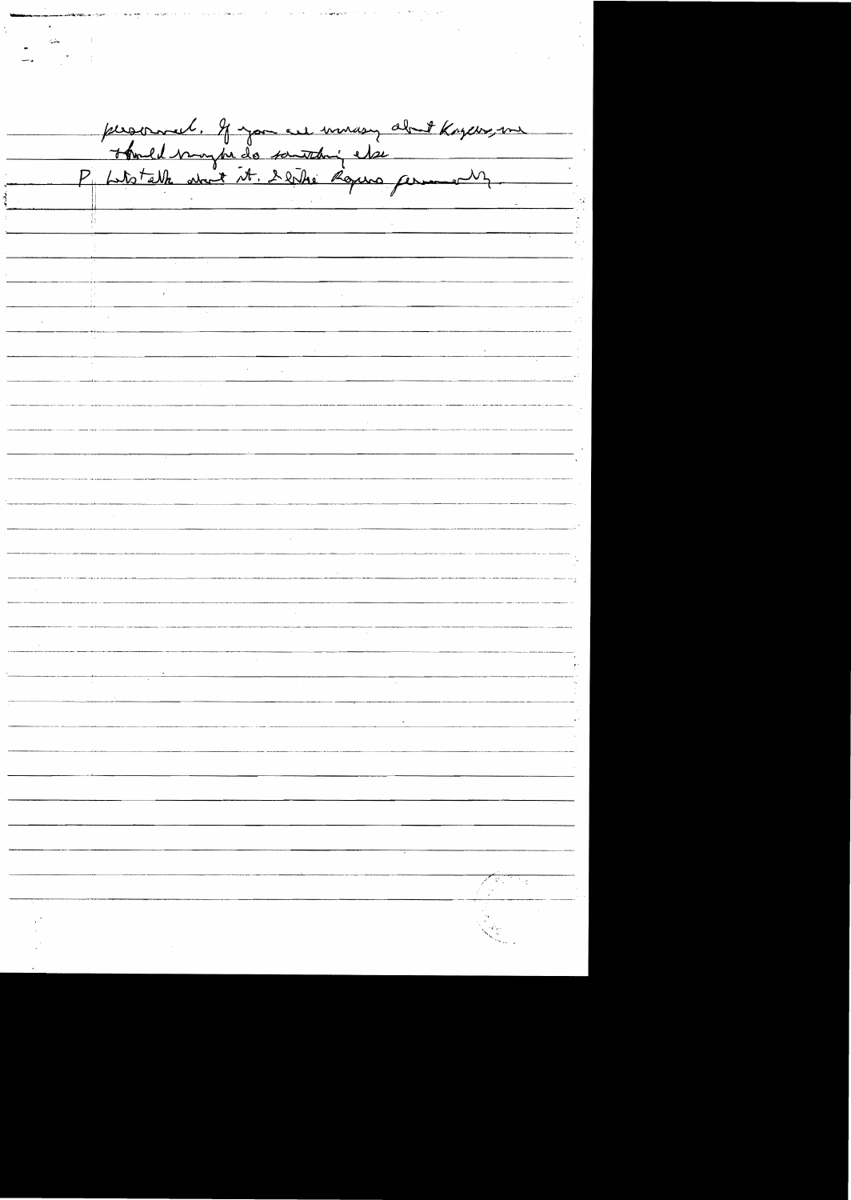personnel. If you are uneasy about Rogers, we should maybe do something else

P Lets talk about it. I like Rogers personally